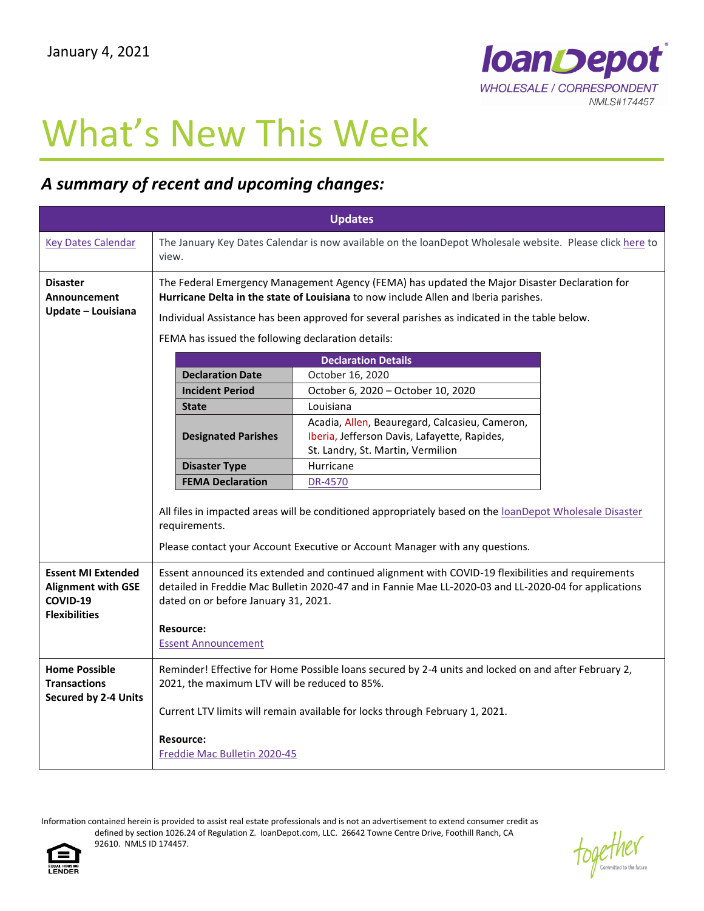January 4, 2021

loanDepot WHOLESALE / CORRESPONDENT NMLS#174457

# What's New This Week

## *A summary of recent and upcoming changes:*

| Updates | |
|---|---|
| Key Dates Calendar | The January Key Dates Calendar is now available on the loanDepot Wholesale website. Please click here to view. |
| **Disaster Announcement Update – Louisiana** | The Federal Emergency Management Agency (FEMA) has updated the Major Disaster Declaration for **Hurricane Delta in the state of Louisiana** to now include Allen and Iberia parishes.<br><br>Individual Assistance has been approved for several parishes as indicated in the table below.<br><br>FEMA has issued the following declaration details:<br><br>**Declaration Details**<br>**Declaration Date:** October 16, 2020<br>**Incident Period:** October 6, 2020 – October 10, 2020<br>**State:** Louisiana<br>**Designated Parishes:** Acadia, Allen, Beauregard, Calcasieu, Cameron, Iberia, Jefferson Davis, Lafayette, Rapides, St. Landry, St. Martin, Vermilion<br>**Disaster Type:** Hurricane<br>**FEMA Declaration:** DR-4570<br><br>All files in impacted areas will be conditioned appropriately based on the loanDepot Wholesale Disaster requirements.<br><br>Please contact your Account Executive or Account Manager with any questions. |
| **Essent MI Extended Alignment with GSE COVID-19 Flexibilities** | Essent announced its extended and continued alignment with COVID-19 flexibilities and requirements detailed in Freddie Mac Bulletin 2020-47 and in Fannie Mae LL-2020-03 and LL-2020-04 for applications dated on or before January 31, 2021.<br><br>**Resource:**<br>Essent Announcement |
| **Home Possible Transactions Secured by 2-4 Units** | Reminder! Effective for Home Possible loans secured by 2-4 units and locked on and after February 2, 2021, the maximum LTV will be reduced to 85%.<br><br>Current LTV limits will remain available for locks through February 1, 2021.<br><br>**Resource:**<br>Freddie Mac Bulletin 2020-45 |

Information contained herein is provided to assist real estate professionals and is not an advertisement to extend consumer credit as defined by section 1026.24 of Regulation Z. loanDepot.com, LLC. 26642 Towne Centre Drive, Foothill Ranch, CA 92610. NMLS ID 174457.

EQUAL HOUSING LENDER

together Committed to the future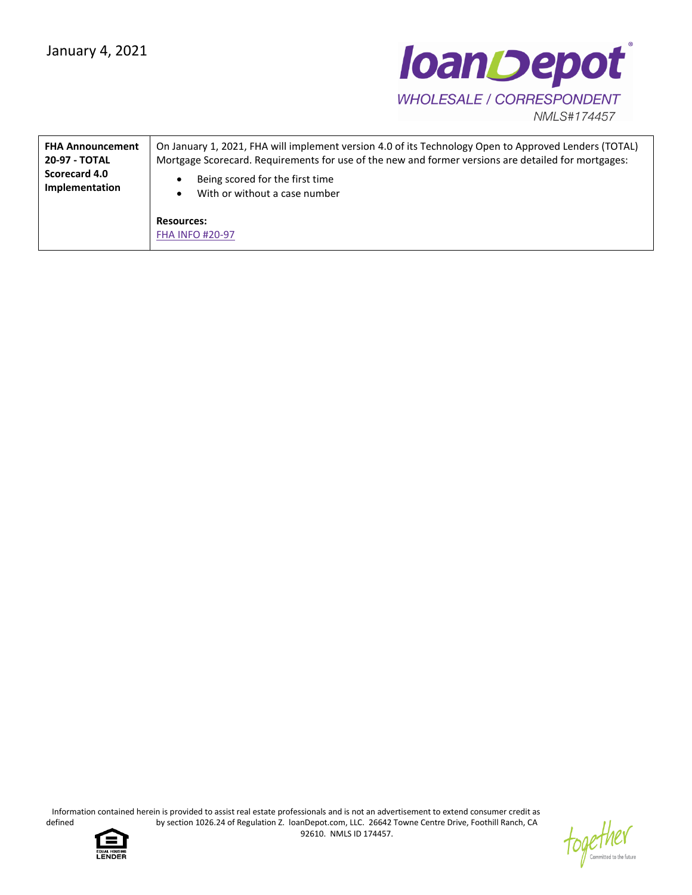January 4, 2021

loanDepot WHOLESALE / CORRESPONDENT NMLS#174457

| | |
|---|---|
| **FHA Announcement 20-97 - TOTAL Scorecard 4.0 Implementation** | On January 1, 2021, FHA will implement version 4.0 of its Technology Open to Approved Lenders (TOTAL) Mortgage Scorecard. Requirements for use of the new and former versions are detailed for mortgages:<br>• Being scored for the first time<br>• With or without a case number<br><br>**Resources:**<br>FHA INFO #20-97 |

Information contained herein is provided to assist real estate professionals and is not an advertisement to extend consumer credit as defined by section 1026.24 of Regulation Z. loanDepot.com, LLC. 26642 Towne Centre Drive, Foothill Ranch, CA 92610. NMLS ID 174457.